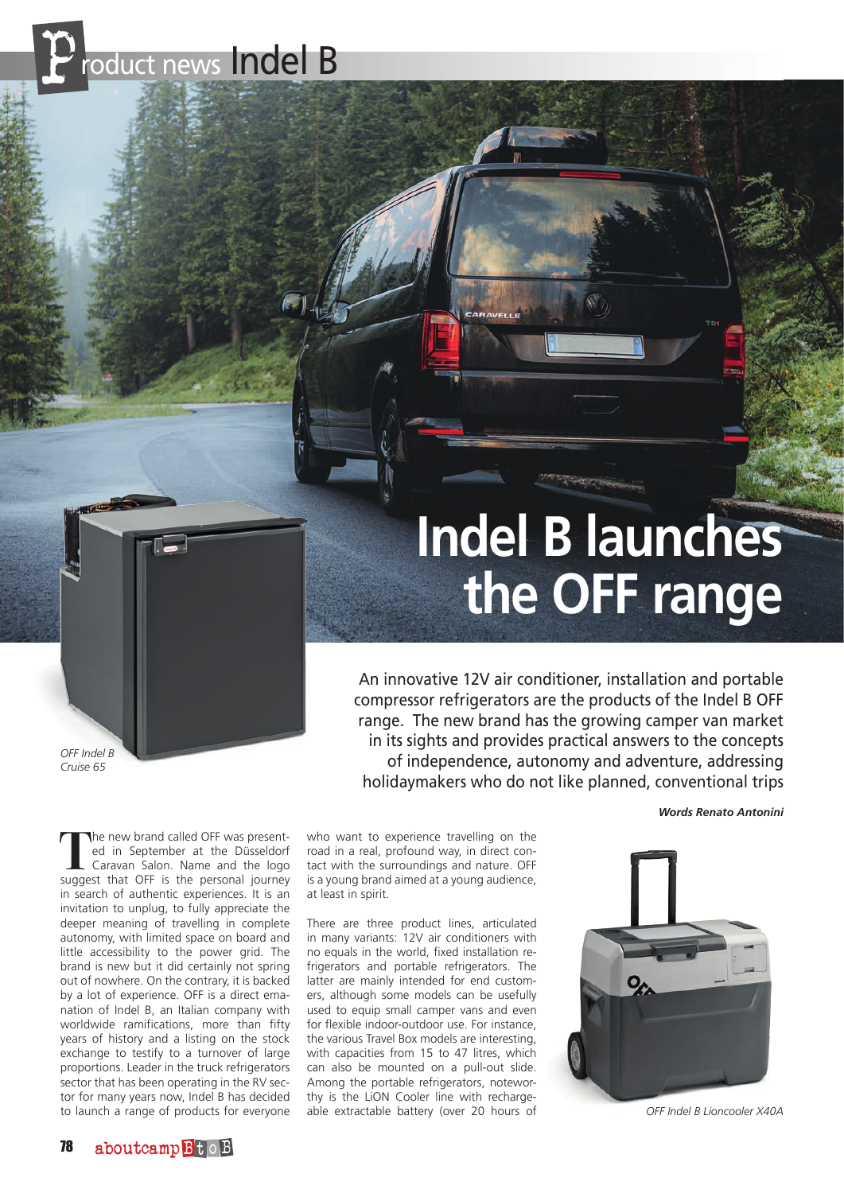# Indel B launches the OFF range

An innovative 12V air conditioner, installation and portable compressor refrigerators are the products of the Indel B OFF range. The new brand has the growing camper van market in its sights and provides practical answers to the concepts of independence, autonomy and adventure, addressing holidaymakers who do not like planned, conventional trips

***Words Renato Antonini***

*OFF Indel B Cruise 65*

The new brand called OFF was presented in September at the Düsseldorf Caravan Salon. Name and the logo suggest that OFF is the personal journey in search of authentic experiences. It is an invitation to unplug, to fully appreciate the deeper meaning of travelling in complete autonomy, with limited space on board and little accessibility to the power grid. The brand is new but it did certainly not spring out of nowhere. On the contrary, it is backed by a lot of experience. OFF is a direct emanation of Indel B, an Italian company with worldwide ramifications, more than fifty years of history and a listing on the stock exchange to testify to a turnover of large proportions. Leader in the truck refrigerators sector that has been operating in the RV sector for many years now, Indel B has decided to launch a range of products for everyone who want to experience travelling on the road in a real, profound way, in direct contact with the surroundings and nature. OFF is a young brand aimed at a young audience, at least in spirit.

There are three product lines, articulated in many variants: 12V air conditioners with no equals in the world, fixed installation refrigerators and portable refrigerators. The latter are mainly intended for end customers, although some models can be usefully used to equip small camper vans and even for flexible indoor-outdoor use. For instance, the various Travel Box models are interesting, with capacities from 15 to 47 litres, which can also be mounted on a pull-out slide. Among the portable refrigerators, noteworthy is the LiON Cooler line with rechargeable extractable battery (over 20 hours of

*OFF Indel B Lioncooler X40A*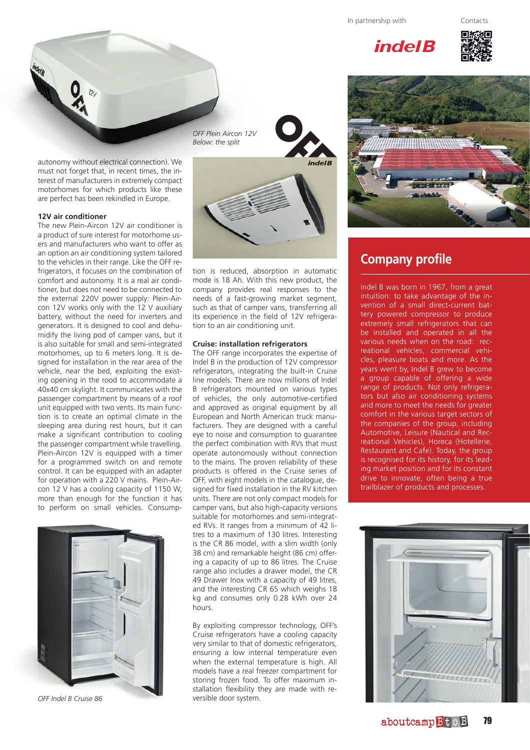autonomy without electrical connection). We must not forget that, in recent times, the interest of manufacturers in extremely compact motorhomes for which products like these are perfect has been rekindled in Europe.

### 12V air conditioner

The new Plein-Aircon 12V air conditioner is a product of sure interest for motorhome users and manufacturers who want to offer as an option an air conditioning system tailored to the vehicles in their range. Like the OFF refrigerators, it focuses on the combination of comfort and autonomy. It is a real air conditioner, but does not need to be connected to the external 220V power supply: Plein-Aircon 12V works only with the 12 V auxiliary battery, without the need for inverters and generators. It is designed to cool and dehumidify the living pod of camper vans, but it is also suitable for small and semi-integrated motorhomes, up to 6 meters long. It is designed for installation in the rear area of the vehicle, near the bed, exploiting the existing opening in the rood to accommodate a 40x40 cm skylight. It communicates with the passenger compartment by means of a roof unit equipped with two vents. Its main function is to create an optimal climate in the sleeping area during rest hours, but it can make a significant contribution to cooling the passenger compartment while travelling. Plein-Aircon 12V is equipped with a timer for a programmed switch on and remote control. It can be equipped with an adapter for operation with a 220 V mains. Plein-Aircon 12 V has a cooling capacity of 1150 W, more than enough for the function it has to perform on small vehicles. Consumption is reduced, absorption in automatic mode is 18 Ah. With this new product, the company provides real responses to the needs of a fast-growing market segment, such as that of camper vans, transferring all its experience in the field of 12V refrigeration to an air conditioning unit.

*OFF Indel B Cruise 86*

*OFF Plein Aircon 12V*
*Below: the split*

### Cruise: installation refrigerators

The OFF range incorporates the expertise of Indel B in the production of 12V compressor refrigerators, integrating the built-in Cruise line models. There are now millions of Indel B refrigerators mounted on various types of vehicles, the only automotive-certified and approved as original equipment by all European and North American truck manufacturers. They are designed with a careful eye to noise and consumption to guarantee the perfect combination with RVs that must operate autonomously without connection to the mains. The proven reliability of these products is offered in the Cruise series of OFF, with eight models in the catalogue, designed for fixed installation in the RV kitchen units. There are not only compact models for camper vans, but also high-capacity versions suitable for motorhomes and semi-integrated RVs. It ranges from a minimum of 42 litres to a maximum of 130 litres. Interesting is the CR 86 model, with a slim width (only 38 cm) and remarkable height (86 cm) offering a capacity of up to 86 litres. The Cruise range also includes a drawer model, the CR 49 Drawer Inox with a capacity of 49 litres, and the interesting CR 65 which weighs 18 kg and consumes only 0.28 kWh over 24 hours.

By exploiting compressor technology, OFF's Cruise refrigerators have a cooling capacity very similar to that of domestic refrigerators, ensuring a low internal temperature even when the external temperature is high. All models have a real freezer compartment for storing frozen food. To offer maximum installation flexibility they are made with reversible door system.

In partnership with indelB

Contacts

## Company profile

Indel B was born in 1967, from a great intuition: to take advantage of the invention of a small direct-current battery powered compressor to produce extremely small refrigerators that can be installed and operated in all the various needs when on the road: recreational vehicles, commercial vehicles, pleasure boats and more. As the years went by, Indel B grew to become a group capable of offering a wide range of products. Not only refrigerators but also air conditioning systems and more to meet the needs for greater comfort in the various target sectors of the companies of the group, including Automotive, Leisure (Nautical and Recreational Vehicles), Horeca (Hotellerie, Restaurant and Cafe). Today, the group is recognised for its history, for its leading market position and for its constant drive to innovate, often being a true trailblazer of products and processes.